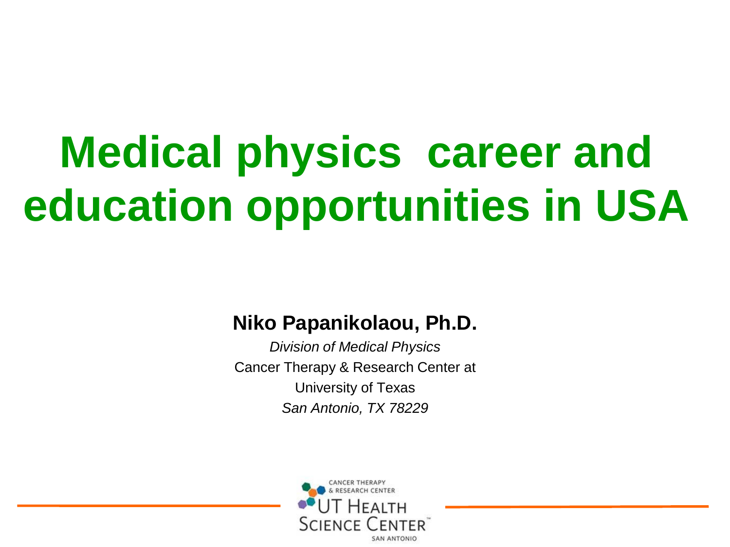# Medical physics career and education opportunities in USA

**Niko Papanikolaou, Ph.D.**

*Division of Medical Physics*

Cancer Therapy & Research Center at

University of Texas

*San Antonio, TX 78229*

CANCER THERAPY & RESEARCH CENTER

UT HEALTH SCIENCE CENTER

SAN ANTONIO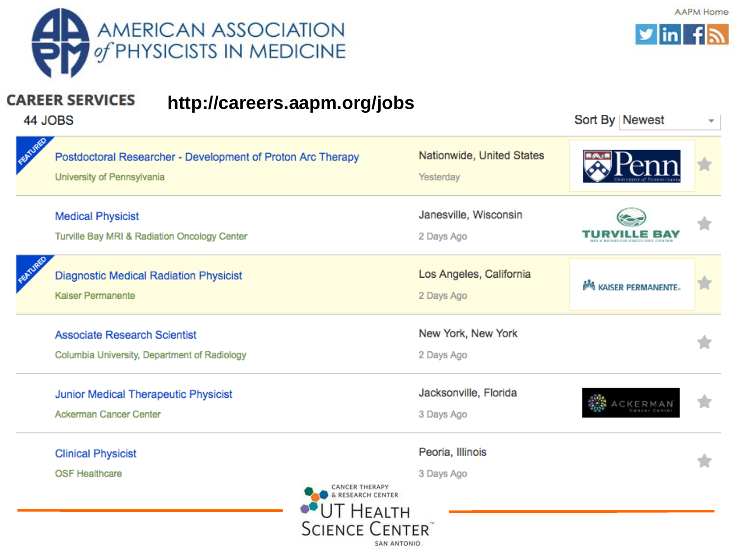# AMERICAN ASSOCIATION of PHYSICISTS IN MEDICINE

AAPM Home

## CAREER SERVICES

**http://careers.aapm.org/jobs**

44 JOBS

Sort By Newest

| Job | Employer | Location | Posted |
|---|---|---|---|
| FEATURED Postdoctoral Researcher - Development of Proton Arc Therapy | University of Pennsylvania | Nationwide, United States | Yesterday |
| Medical Physicist | Turville Bay MRI & Radiation Oncology Center | Janesville, Wisconsin | 2 Days Ago |
| FEATURED Diagnostic Medical Radiation Physicist | Kaiser Permanente | Los Angeles, California | 2 Days Ago |
| Associate Research Scientist | Columbia University, Department of Radiology | New York, New York | 2 Days Ago |
| Junior Medical Therapeutic Physicist | Ackerman Cancer Center | Jacksonville, Florida | 3 Days Ago |
| Clinical Physicist | OSF Healthcare | Peoria, Illinois | 3 Days Ago |

CANCER THERAPY & RESEARCH CENTER
UT HEALTH SCIENCE CENTER
SAN ANTONIO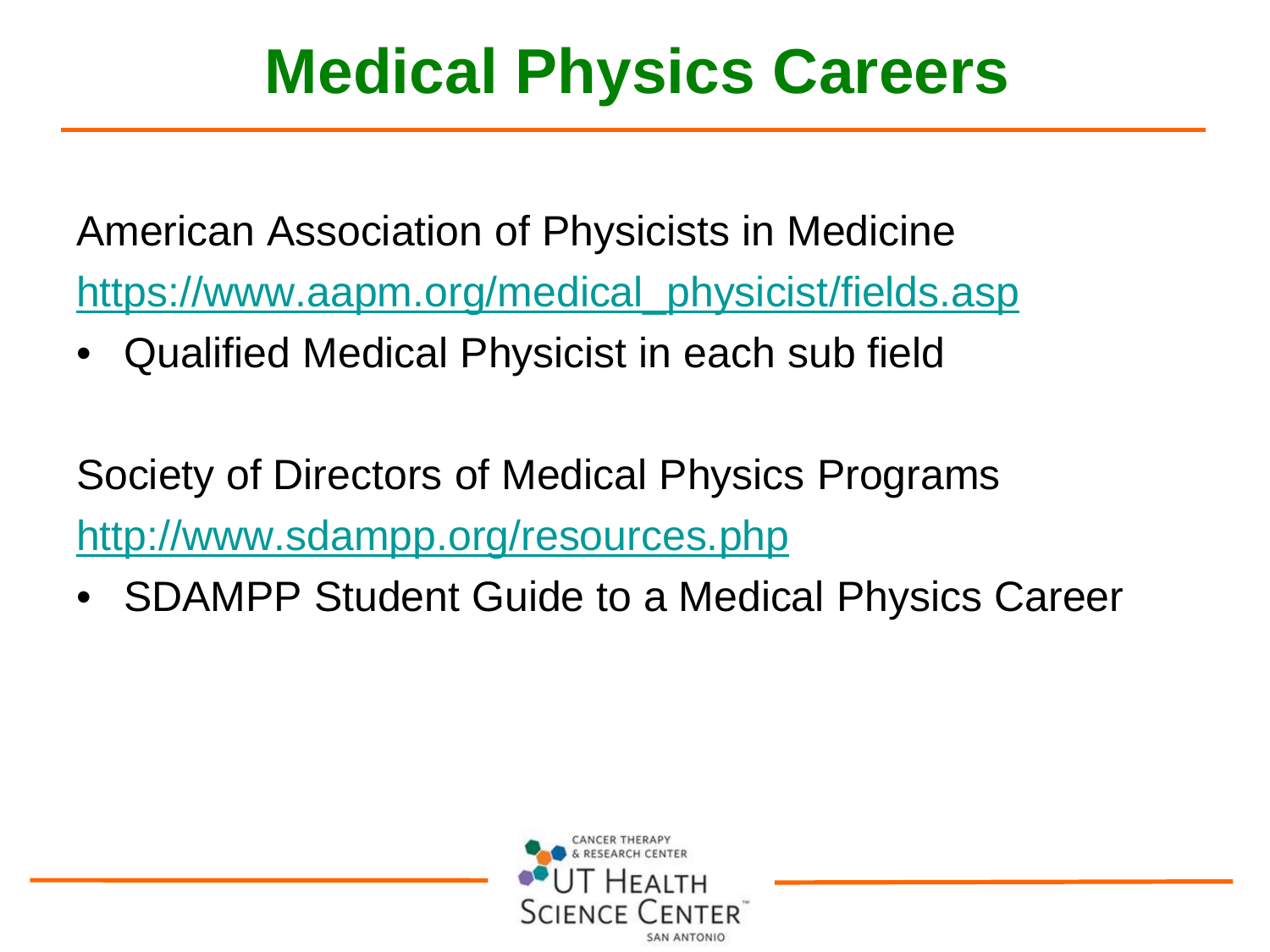# Medical Physics Careers

American Association of Physicists in Medicine

https://www.aapm.org/medical_physicist/fields.asp

- Qualified Medical Physicist in each sub field

Society of Directors of Medical Physics Programs

http://www.sdampp.org/resources.php

- SDAMPP Student Guide to a Medical Physics Career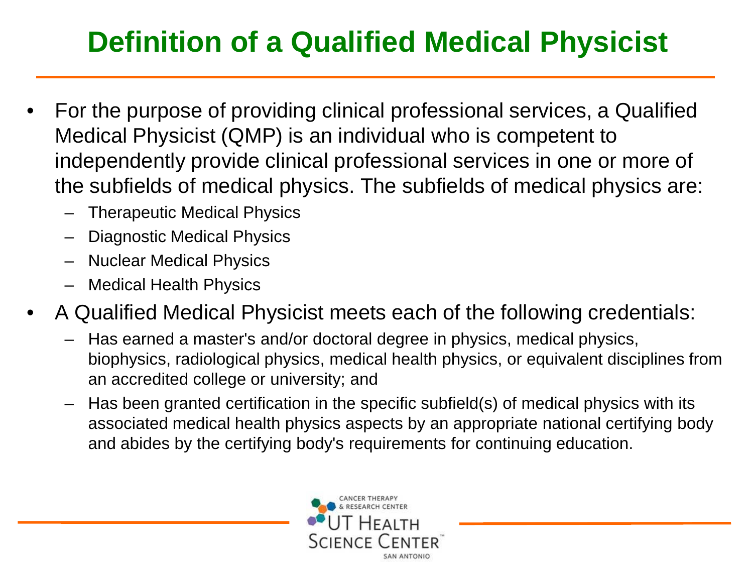# Definition of a Qualified Medical Physicist

- For the purpose of providing clinical professional services, a Qualified Medical Physicist (QMP) is an individual who is competent to independently provide clinical professional services in one or more of the subfields of medical physics. The subfields of medical physics are:
  - Therapeutic Medical Physics
  - Diagnostic Medical Physics
  - Nuclear Medical Physics
  - Medical Health Physics
- A Qualified Medical Physicist meets each of the following credentials:
  - Has earned a master's and/or doctoral degree in physics, medical physics, biophysics, radiological physics, medical health physics, or equivalent disciplines from an accredited college or university; and
  - Has been granted certification in the specific subfield(s) of medical physics with its associated medical health physics aspects by an appropriate national certifying body and abides by the certifying body's requirements for continuing education.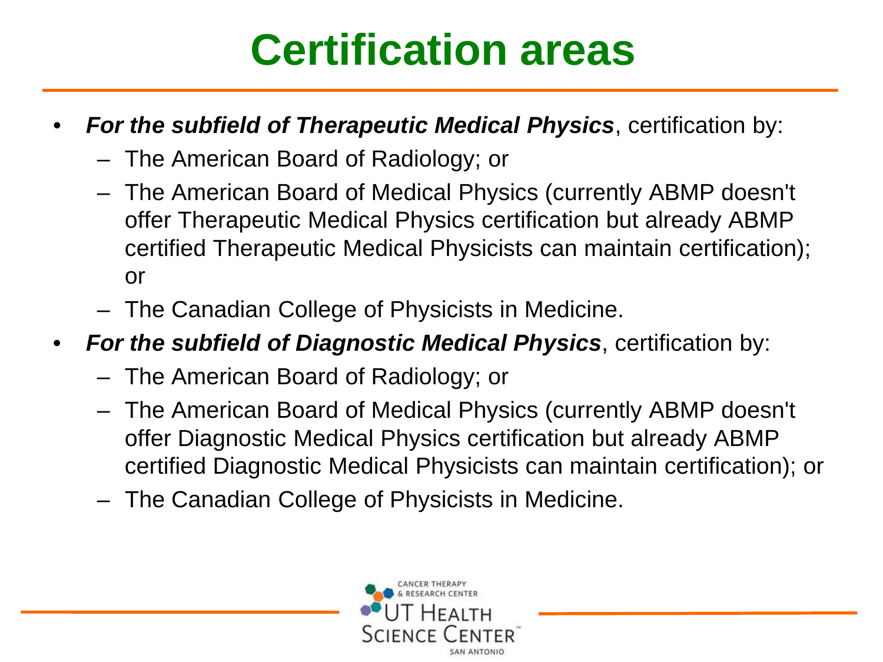# Certification areas

- ***For the subfield of Therapeutic Medical Physics***, certification by:
  - The American Board of Radiology; or
  - The American Board of Medical Physics (currently ABMP doesn't offer Therapeutic Medical Physics certification but already ABMP certified Therapeutic Medical Physicists can maintain certification); or
  - The Canadian College of Physicists in Medicine.
- ***For the subfield of Diagnostic Medical Physics***, certification by:
  - The American Board of Radiology; or
  - The American Board of Medical Physics (currently ABMP doesn't offer Diagnostic Medical Physics certification but already ABMP certified Diagnostic Medical Physicists can maintain certification); or
  - The Canadian College of Physicists in Medicine.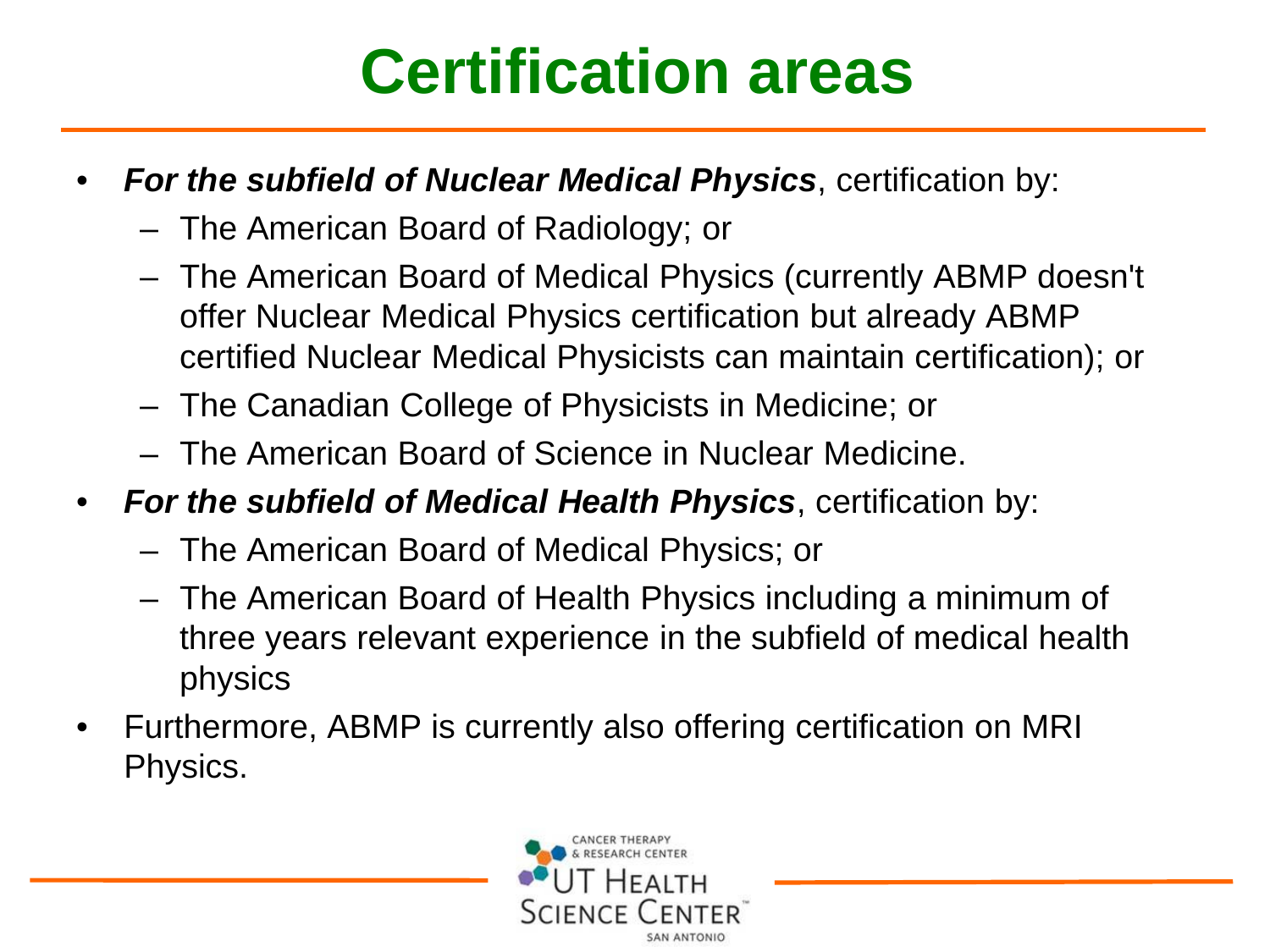# Certification areas

- ***For the subfield of Nuclear Medical Physics***, certification by:
  - The American Board of Radiology; or
  - The American Board of Medical Physics (currently ABMP doesn't offer Nuclear Medical Physics certification but already ABMP certified Nuclear Medical Physicists can maintain certification); or
  - The Canadian College of Physicists in Medicine; or
  - The American Board of Science in Nuclear Medicine.
- ***For the subfield of Medical Health Physics***, certification by:
  - The American Board of Medical Physics; or
  - The American Board of Health Physics including a minimum of three years relevant experience in the subfield of medical health physics
- Furthermore, ABMP is currently also offering certification on MRI Physics.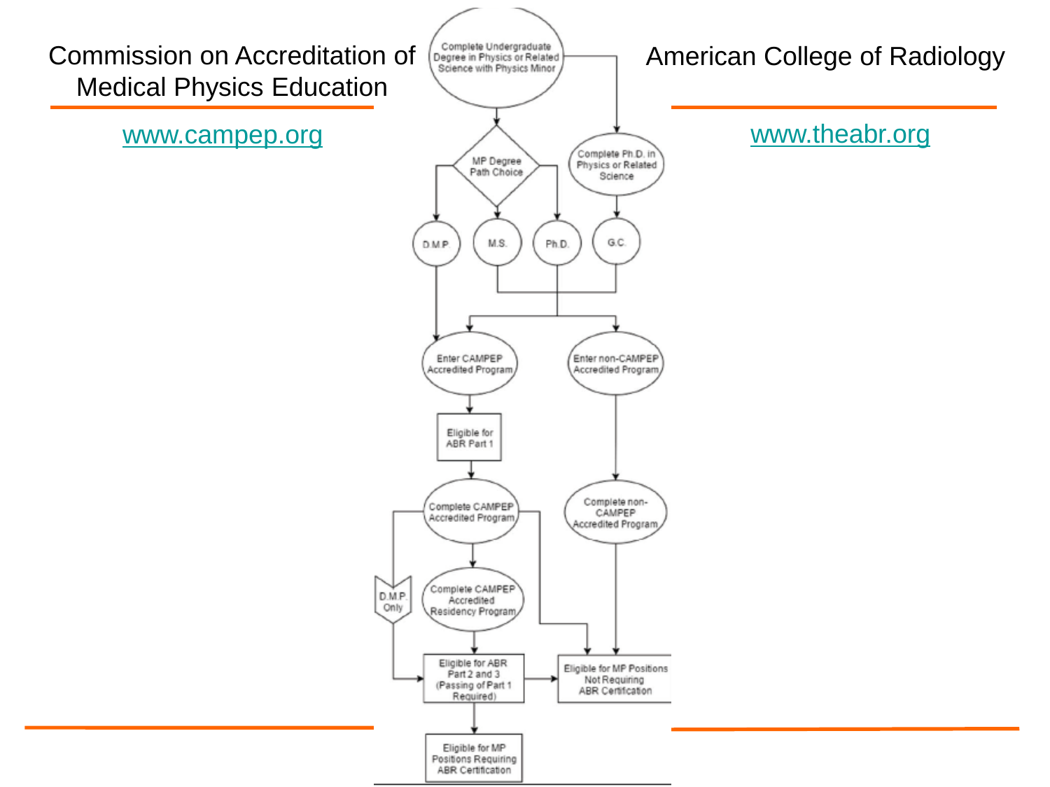Commission on Accreditation of Medical Physics Education

www.campep.org

American College of Radiology

www.theabr.org

Complete Undergraduate Degree in Physics or Related Science with Physics Minor

MP Degree Path Choice

Complete Ph.D. in Physics or Related Science

D.M.P.

M.S.

Ph.D.

G.C.

Enter CAMPEP Accredited Program

Enter non-CAMPEP Accredited Program

Eligible for ABR Part 1

Complete CAMPEP Accredited Program

Complete non-CAMPEP Accredited Program

D.M.P. Only

Complete CAMPEP Accredited Residency Program

Eligible for ABR Part 2 and 3 (Passing of Part 1 Required)

Eligible for MP Positions Not Requiring ABR Certification

Eligible for MP Positions Requiring ABR Certification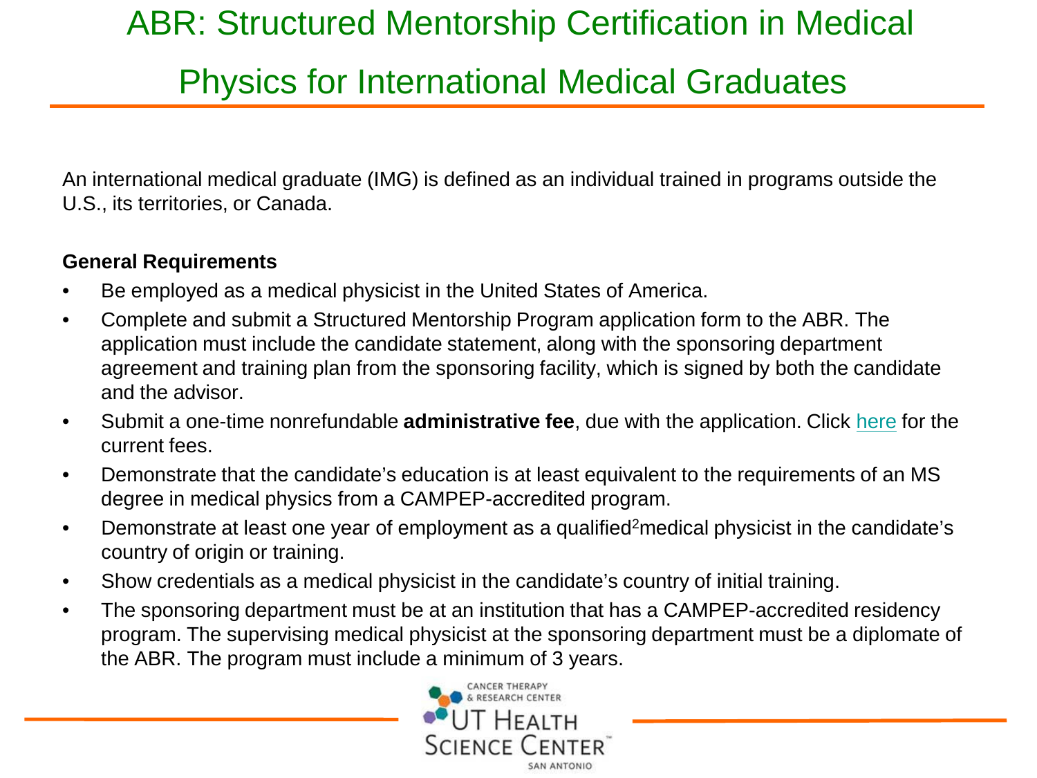# ABR: Structured Mentorship Certification in Medical Physics for International Medical Graduates

An international medical graduate (IMG) is defined as an individual trained in programs outside the U.S., its territories, or Canada.

**General Requirements**

- Be employed as a medical physicist in the United States of America.
- Complete and submit a Structured Mentorship Program application form to the ABR. The application must include the candidate statement, along with the sponsoring department agreement and training plan from the sponsoring facility, which is signed by both the candidate and the advisor.
- Submit a one-time nonrefundable **administrative fee**, due with the application. Click here for the current fees.
- Demonstrate that the candidate's education is at least equivalent to the requirements of an MS degree in medical physics from a CAMPEP-accredited program.
- Demonstrate at least one year of employment as a qualified[2] medical physicist in the candidate's country of origin or training.
- Show credentials as a medical physicist in the candidate's country of initial training.
- The sponsoring department must be at an institution that has a CAMPEP-accredited residency program. The supervising medical physicist at the sponsoring department must be a diplomate of the ABR. The program must include a minimum of 3 years.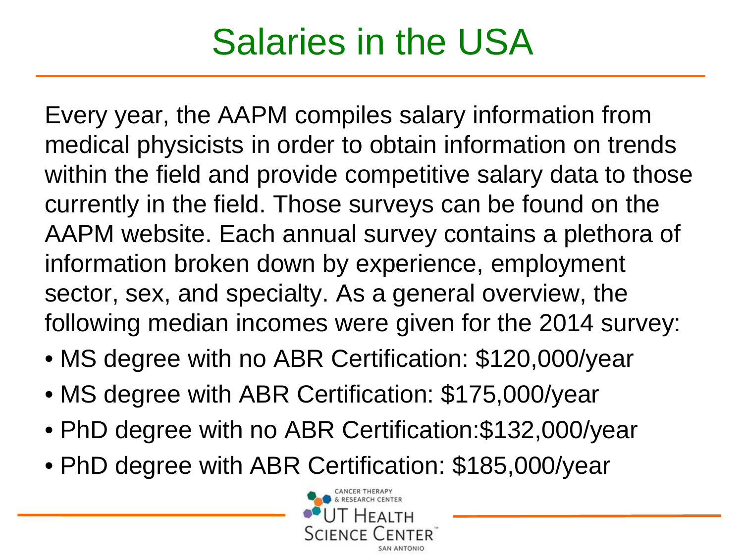# Salaries in the USA

Every year, the AAPM compiles salary information from medical physicists in order to obtain information on trends within the field and provide competitive salary data to those currently in the field. Those surveys can be found on the AAPM website. Each annual survey contains a plethora of information broken down by experience, employment sector, sex, and specialty. As a general overview, the following median incomes were given for the 2014 survey:

- MS degree with no ABR Certification: $120,000/year
- MS degree with ABR Certification: $175,000/year
- PhD degree with no ABR Certification:$132,000/year
- PhD degree with ABR Certification: $185,000/year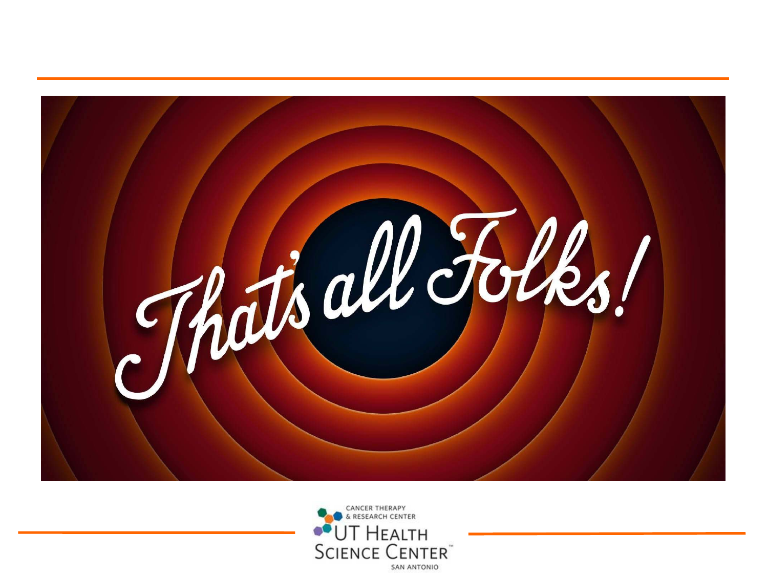That's all Folks!

CANCER THERAPY & RESEARCH CENTER

UT HEALTH SCIENCE CENTER

SAN ANTONIO